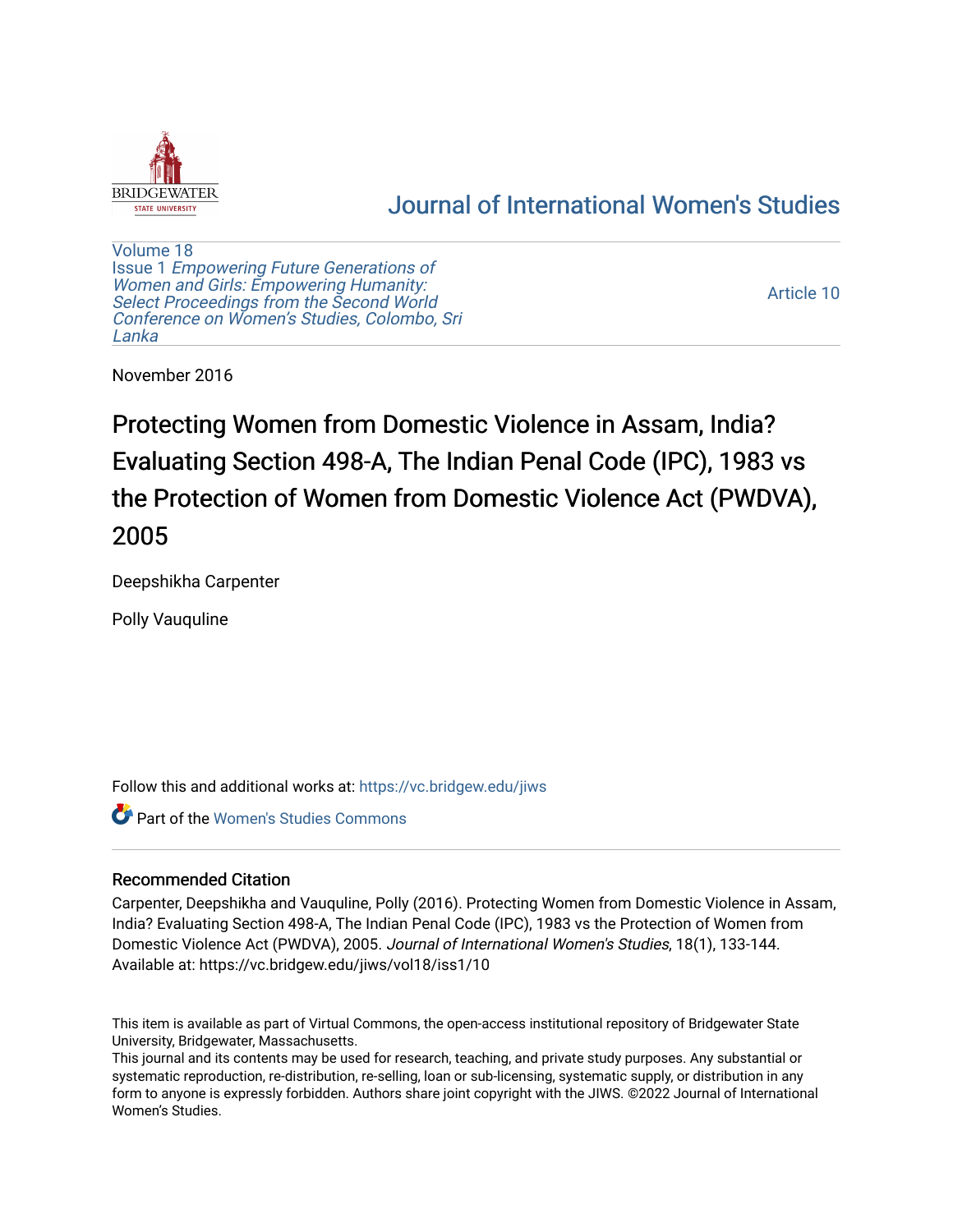# Journal of International Women's Studies

Volume 18
Issue 1 *Empowering Future Generations of Women and Girls: Empowering Humanity: Select Proceedings from the Second World Conference on Women's Studies, Colombo, Sri Lanka*

Article 10

November 2016

# Protecting Women from Domestic Violence in Assam, India? Evaluating Section 498-A, The Indian Penal Code (IPC), 1983 vs the Protection of Women from Domestic Violence Act (PWDVA), 2005

Deepshikha Carpenter

Polly Vauquline

Follow this and additional works at: https://vc.bridgew.edu/jiws

Part of the Women's Studies Commons

## Recommended Citation

Carpenter, Deepshikha and Vauquline, Polly (2016). Protecting Women from Domestic Violence in Assam, India? Evaluating Section 498-A, The Indian Penal Code (IPC), 1983 vs the Protection of Women from Domestic Violence Act (PWDVA), 2005. *Journal of International Women's Studies*, 18(1), 133-144.
Available at: https://vc.bridgew.edu/jiws/vol18/iss1/10

This item is available as part of Virtual Commons, the open-access institutional repository of Bridgewater State University, Bridgewater, Massachusetts.
This journal and its contents may be used for research, teaching, and private study purposes. Any substantial or systematic reproduction, re-distribution, re-selling, loan or sub-licensing, systematic supply, or distribution in any form to anyone is expressly forbidden. Authors share joint copyright with the JIWS. ©2022 Journal of International Women's Studies.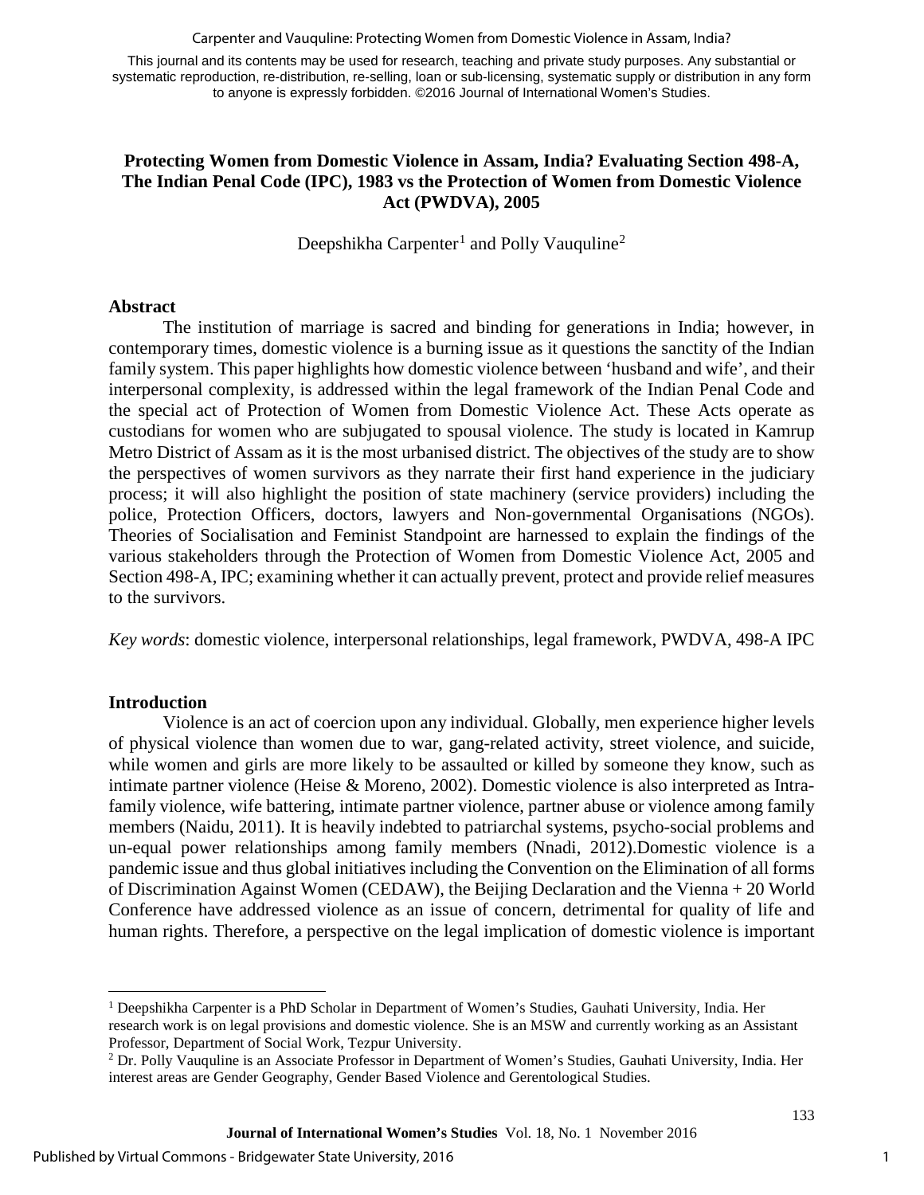This journal and its contents may be used for research, teaching and private study purposes. Any substantial or systematic reproduction, re-distribution, re-selling, loan or sub-licensing, systematic supply or distribution in any form to anyone is expressly forbidden. ©2016 Journal of International Women's Studies.

# Protecting Women from Domestic Violence in Assam, India? Evaluating Section 498-A, The Indian Penal Code (IPC), 1983 vs the Protection of Women from Domestic Violence Act (PWDVA), 2005

Deepshikha Carpenter[1] and Polly Vauquline[2]

## Abstract

The institution of marriage is sacred and binding for generations in India; however, in contemporary times, domestic violence is a burning issue as it questions the sanctity of the Indian family system. This paper highlights how domestic violence between 'husband and wife', and their interpersonal complexity, is addressed within the legal framework of the Indian Penal Code and the special act of Protection of Women from Domestic Violence Act. These Acts operate as custodians for women who are subjugated to spousal violence. The study is located in Kamrup Metro District of Assam as it is the most urbanised district. The objectives of the study are to show the perspectives of women survivors as they narrate their first hand experience in the judiciary process; it will also highlight the position of state machinery (service providers) including the police, Protection Officers, doctors, lawyers and Non-governmental Organisations (NGOs). Theories of Socialisation and Feminist Standpoint are harnessed to explain the findings of the various stakeholders through the Protection of Women from Domestic Violence Act, 2005 and Section 498-A, IPC; examining whether it can actually prevent, protect and provide relief measures to the survivors.

*Key words*: domestic violence, interpersonal relationships, legal framework, PWDVA, 498-A IPC

## Introduction

Violence is an act of coercion upon any individual. Globally, men experience higher levels of physical violence than women due to war, gang-related activity, street violence, and suicide, while women and girls are more likely to be assaulted or killed by someone they know, such as intimate partner violence (Heise & Moreno, 2002). Domestic violence is also interpreted as Intra-family violence, wife battering, intimate partner violence, partner abuse or violence among family members (Naidu, 2011). It is heavily indebted to patriarchal systems, psycho-social problems and un-equal power relationships among family members (Nnadi, 2012).Domestic violence is a pandemic issue and thus global initiatives including the Convention on the Elimination of all forms of Discrimination Against Women (CEDAW), the Beijing Declaration and the Vienna + 20 World Conference have addressed violence as an issue of concern, detrimental for quality of life and human rights. Therefore, a perspective on the legal implication of domestic violence is important

---

[1] Deepshikha Carpenter is a PhD Scholar in Department of Women's Studies, Gauhati University, India. Her research work is on legal provisions and domestic violence. She is an MSW and currently working as an Assistant Professor, Department of Social Work, Tezpur University.

[2] Dr. Polly Vauquline is an Associate Professor in Department of Women's Studies, Gauhati University, India. Her interest areas are Gender Geography, Gender Based Violence and Gerentological Studies.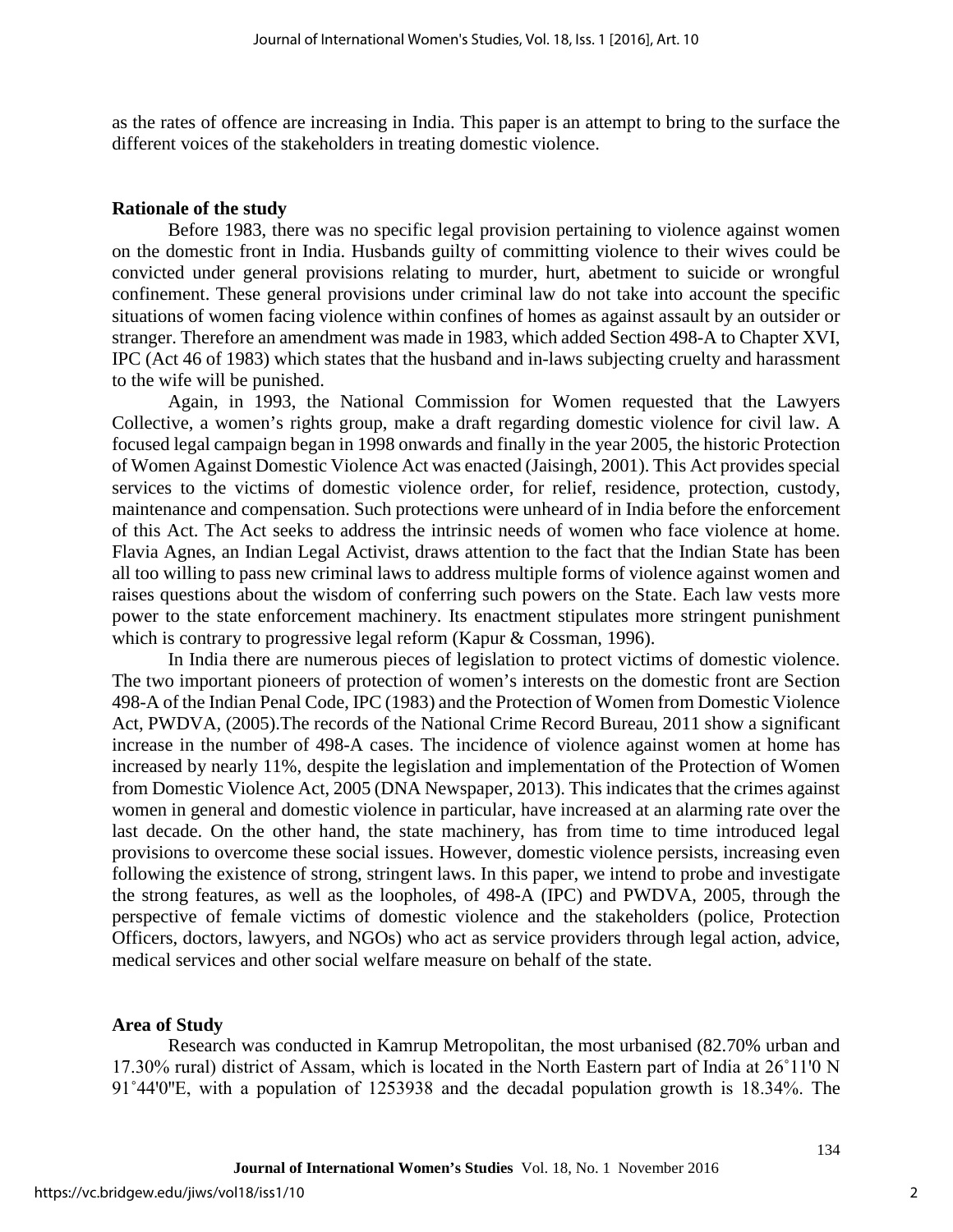as the rates of offence are increasing in India. This paper is an attempt to bring to the surface the different voices of the stakeholders in treating domestic violence.

## Rationale of the study

Before 1983, there was no specific legal provision pertaining to violence against women on the domestic front in India. Husbands guilty of committing violence to their wives could be convicted under general provisions relating to murder, hurt, abetment to suicide or wrongful confinement. These general provisions under criminal law do not take into account the specific situations of women facing violence within confines of homes as against assault by an outsider or stranger. Therefore an amendment was made in 1983, which added Section 498-A to Chapter XVI, IPC (Act 46 of 1983) which states that the husband and in-laws subjecting cruelty and harassment to the wife will be punished.

Again, in 1993, the National Commission for Women requested that the Lawyers Collective, a women's rights group, make a draft regarding domestic violence for civil law. A focused legal campaign began in 1998 onwards and finally in the year 2005, the historic Protection of Women Against Domestic Violence Act was enacted (Jaisingh, 2001). This Act provides special services to the victims of domestic violence order, for relief, residence, protection, custody, maintenance and compensation. Such protections were unheard of in India before the enforcement of this Act. The Act seeks to address the intrinsic needs of women who face violence at home. Flavia Agnes, an Indian Legal Activist, draws attention to the fact that the Indian State has been all too willing to pass new criminal laws to address multiple forms of violence against women and raises questions about the wisdom of conferring such powers on the State. Each law vests more power to the state enforcement machinery. Its enactment stipulates more stringent punishment which is contrary to progressive legal reform (Kapur & Cossman, 1996).

In India there are numerous pieces of legislation to protect victims of domestic violence. The two important pioneers of protection of women's interests on the domestic front are Section 498-A of the Indian Penal Code, IPC (1983) and the Protection of Women from Domestic Violence Act, PWDVA, (2005).The records of the National Crime Record Bureau, 2011 show a significant increase in the number of 498-A cases. The incidence of violence against women at home has increased by nearly 11%, despite the legislation and implementation of the Protection of Women from Domestic Violence Act, 2005 (DNA Newspaper, 2013). This indicates that the crimes against women in general and domestic violence in particular, have increased at an alarming rate over the last decade. On the other hand, the state machinery, has from time to time introduced legal provisions to overcome these social issues. However, domestic violence persists, increasing even following the existence of strong, stringent laws. In this paper, we intend to probe and investigate the strong features, as well as the loopholes, of 498-A (IPC) and PWDVA, 2005, through the perspective of female victims of domestic violence and the stakeholders (police, Protection Officers, doctors, lawyers, and NGOs) who act as service providers through legal action, advice, medical services and other social welfare measure on behalf of the state.

## Area of Study

Research was conducted in Kamrup Metropolitan, the most urbanised (82.70% urban and 17.30% rural) district of Assam, which is located in the North Eastern part of India at 26˚11'0 N 91˚44'0"E, with a population of 1253938 and the decadal population growth is 18.34%. The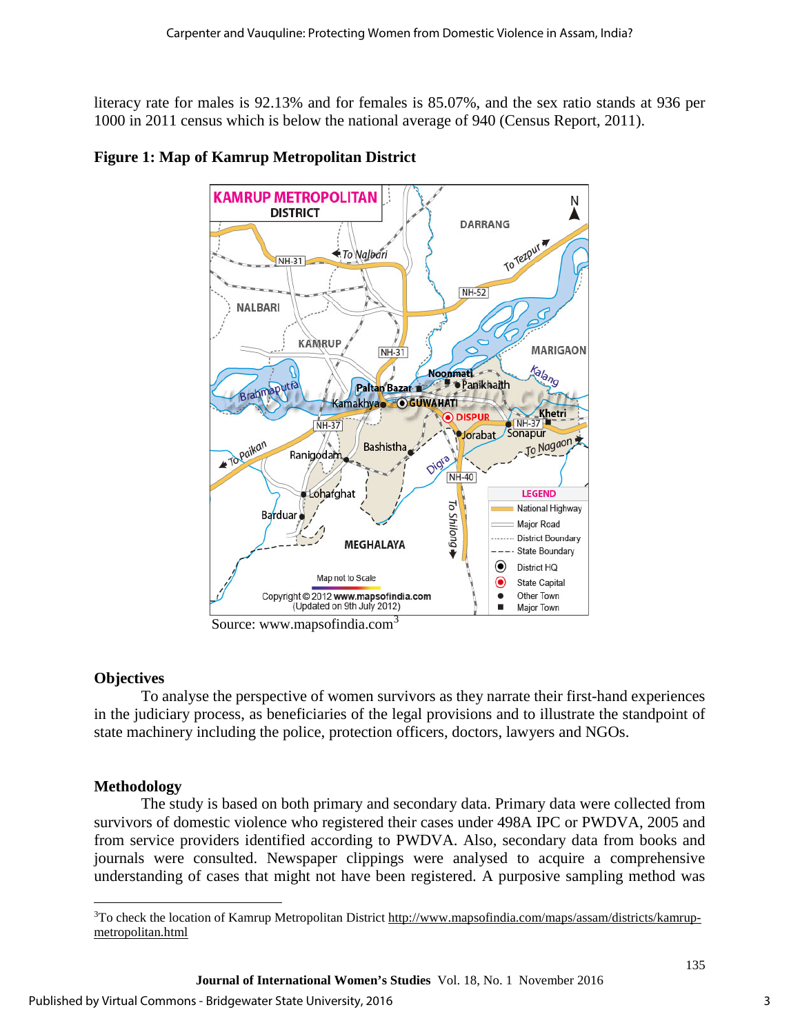literacy rate for males is 92.13% and for females is 85.07%, and the sex ratio stands at 936 per 1000 in 2011 census which is below the national average of 940 (Census Report, 2011).

**Figure 1: Map of Kamrup Metropolitan District**

Source: www.mapsofindia.com[3]

### Objectives

To analyse the perspective of women survivors as they narrate their first-hand experiences in the judiciary process, as beneficiaries of the legal provisions and to illustrate the standpoint of state machinery including the police, protection officers, doctors, lawyers and NGOs.

### Methodology

The study is based on both primary and secondary data. Primary data were collected from survivors of domestic violence who registered their cases under 498A IPC or PWDVA, 2005 and from service providers identified according to PWDVA. Also, secondary data from books and journals were consulted. Newspaper clippings were analysed to acquire a comprehensive understanding of cases that might not have been registered. A purposive sampling method was

---

[3] To check the location of Kamrup Metropolitan District http://www.mapsofindia.com/maps/assam/districts/kamrup-metropolitan.html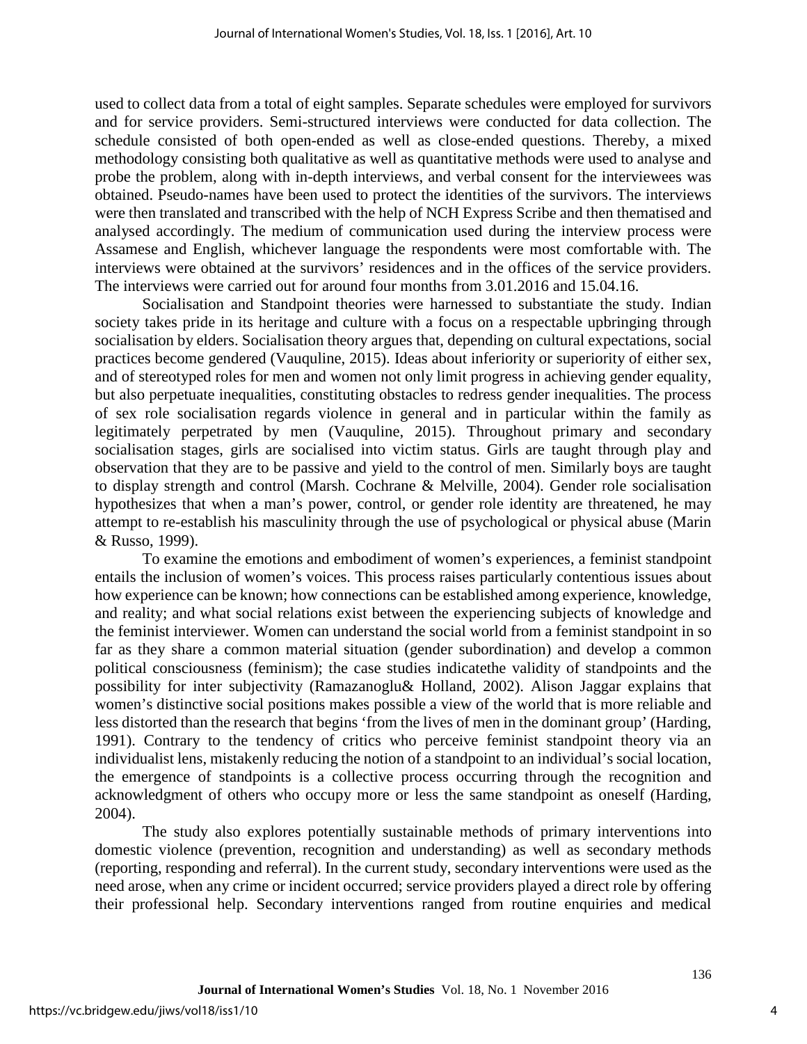used to collect data from a total of eight samples. Separate schedules were employed for survivors and for service providers. Semi-structured interviews were conducted for data collection. The schedule consisted of both open-ended as well as close-ended questions. Thereby, a mixed methodology consisting both qualitative as well as quantitative methods were used to analyse and probe the problem, along with in-depth interviews, and verbal consent for the interviewees was obtained. Pseudo-names have been used to protect the identities of the survivors. The interviews were then translated and transcribed with the help of NCH Express Scribe and then thematised and analysed accordingly. The medium of communication used during the interview process were Assamese and English, whichever language the respondents were most comfortable with. The interviews were obtained at the survivors' residences and in the offices of the service providers. The interviews were carried out for around four months from 3.01.2016 and 15.04.16.

Socialisation and Standpoint theories were harnessed to substantiate the study. Indian society takes pride in its heritage and culture with a focus on a respectable upbringing through socialisation by elders. Socialisation theory argues that, depending on cultural expectations, social practices become gendered (Vauquline, 2015). Ideas about inferiority or superiority of either sex, and of stereotyped roles for men and women not only limit progress in achieving gender equality, but also perpetuate inequalities, constituting obstacles to redress gender inequalities. The process of sex role socialisation regards violence in general and in particular within the family as legitimately perpetrated by men (Vauquline, 2015). Throughout primary and secondary socialisation stages, girls are socialised into victim status. Girls are taught through play and observation that they are to be passive and yield to the control of men. Similarly boys are taught to display strength and control (Marsh. Cochrane & Melville, 2004). Gender role socialisation hypothesizes that when a man's power, control, or gender role identity are threatened, he may attempt to re-establish his masculinity through the use of psychological or physical abuse (Marin & Russo, 1999).

To examine the emotions and embodiment of women's experiences, a feminist standpoint entails the inclusion of women's voices. This process raises particularly contentious issues about how experience can be known; how connections can be established among experience, knowledge, and reality; and what social relations exist between the experiencing subjects of knowledge and the feminist interviewer. Women can understand the social world from a feminist standpoint in so far as they share a common material situation (gender subordination) and develop a common political consciousness (feminism); the case studies indicatethe validity of standpoints and the possibility for inter subjectivity (Ramazanoglu& Holland, 2002). Alison Jaggar explains that women's distinctive social positions makes possible a view of the world that is more reliable and less distorted than the research that begins 'from the lives of men in the dominant group' (Harding, 1991). Contrary to the tendency of critics who perceive feminist standpoint theory via an individualist lens, mistakenly reducing the notion of a standpoint to an individual's social location, the emergence of standpoints is a collective process occurring through the recognition and acknowledgment of others who occupy more or less the same standpoint as oneself (Harding, 2004).

The study also explores potentially sustainable methods of primary interventions into domestic violence (prevention, recognition and understanding) as well as secondary methods (reporting, responding and referral). In the current study, secondary interventions were used as the need arose, when any crime or incident occurred; service providers played a direct role by offering their professional help. Secondary interventions ranged from routine enquiries and medical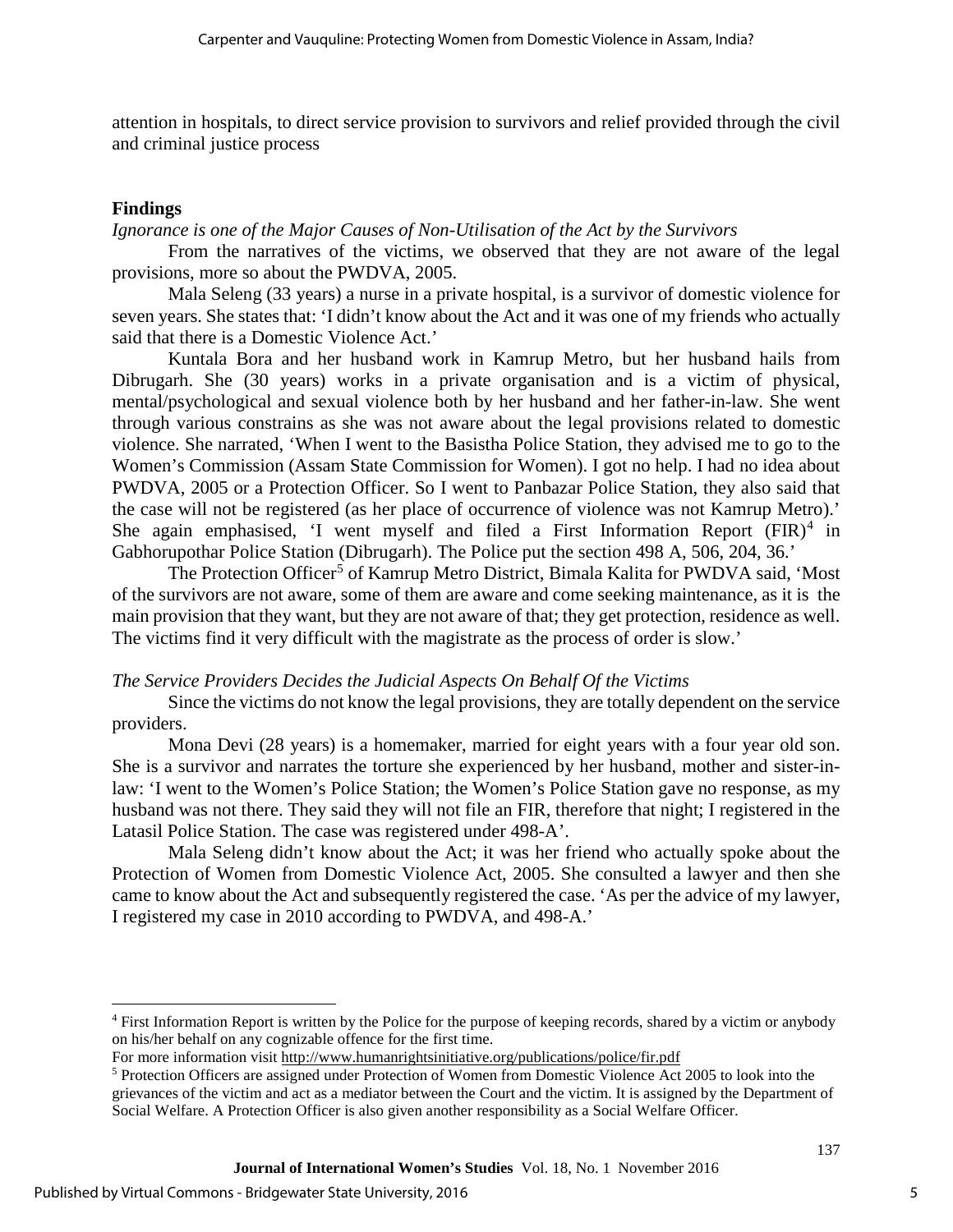attention in hospitals, to direct service provision to survivors and relief provided through the civil and criminal justice process

## Findings

*Ignorance is one of the Major Causes of Non-Utilisation of the Act by the Survivors*

From the narratives of the victims, we observed that they are not aware of the legal provisions, more so about the PWDVA, 2005.

Mala Seleng (33 years) a nurse in a private hospital, is a survivor of domestic violence for seven years. She states that: 'I didn't know about the Act and it was one of my friends who actually said that there is a Domestic Violence Act.'

Kuntala Bora and her husband work in Kamrup Metro, but her husband hails from Dibrugarh. She (30 years) works in a private organisation and is a victim of physical, mental/psychological and sexual violence both by her husband and her father-in-law. She went through various constrains as she was not aware about the legal provisions related to domestic violence. She narrated, 'When I went to the Basistha Police Station, they advised me to go to the Women's Commission (Assam State Commission for Women). I got no help. I had no idea about PWDVA, 2005 or a Protection Officer. So I went to Panbazar Police Station, they also said that the case will not be registered (as her place of occurrence of violence was not Kamrup Metro).' She again emphasised, 'I went myself and filed a First Information Report (FIR)[4] in Gabhorupothar Police Station (Dibrugarh). The Police put the section 498 A, 506, 204, 36.'

The Protection Officer[5] of Kamrup Metro District, Bimala Kalita for PWDVA said, 'Most of the survivors are not aware, some of them are aware and come seeking maintenance, as it is the main provision that they want, but they are not aware of that; they get protection, residence as well. The victims find it very difficult with the magistrate as the process of order is slow.'

*The Service Providers Decides the Judicial Aspects On Behalf Of the Victims*

Since the victims do not know the legal provisions, they are totally dependent on the service providers.

Mona Devi (28 years) is a homemaker, married for eight years with a four year old son. She is a survivor and narrates the torture she experienced by her husband, mother and sister-in-law: 'I went to the Women's Police Station; the Women's Police Station gave no response, as my husband was not there. They said they will not file an FIR, therefore that night; I registered in the Latasil Police Station. The case was registered under 498-A'.

Mala Seleng didn't know about the Act; it was her friend who actually spoke about the Protection of Women from Domestic Violence Act, 2005. She consulted a lawyer and then she came to know about the Act and subsequently registered the case. 'As per the advice of my lawyer, I registered my case in 2010 according to PWDVA, and 498-A.'

---

[4] First Information Report is written by the Police for the purpose of keeping records, shared by a victim or anybody on his/her behalf on any cognizable offence for the first time.
For more information visit http://www.humanrightsinitiative.org/publications/police/fir.pdf

[5] Protection Officers are assigned under Protection of Women from Domestic Violence Act 2005 to look into the grievances of the victim and act as a mediator between the Court and the victim. It is assigned by the Department of Social Welfare. A Protection Officer is also given another responsibility as a Social Welfare Officer.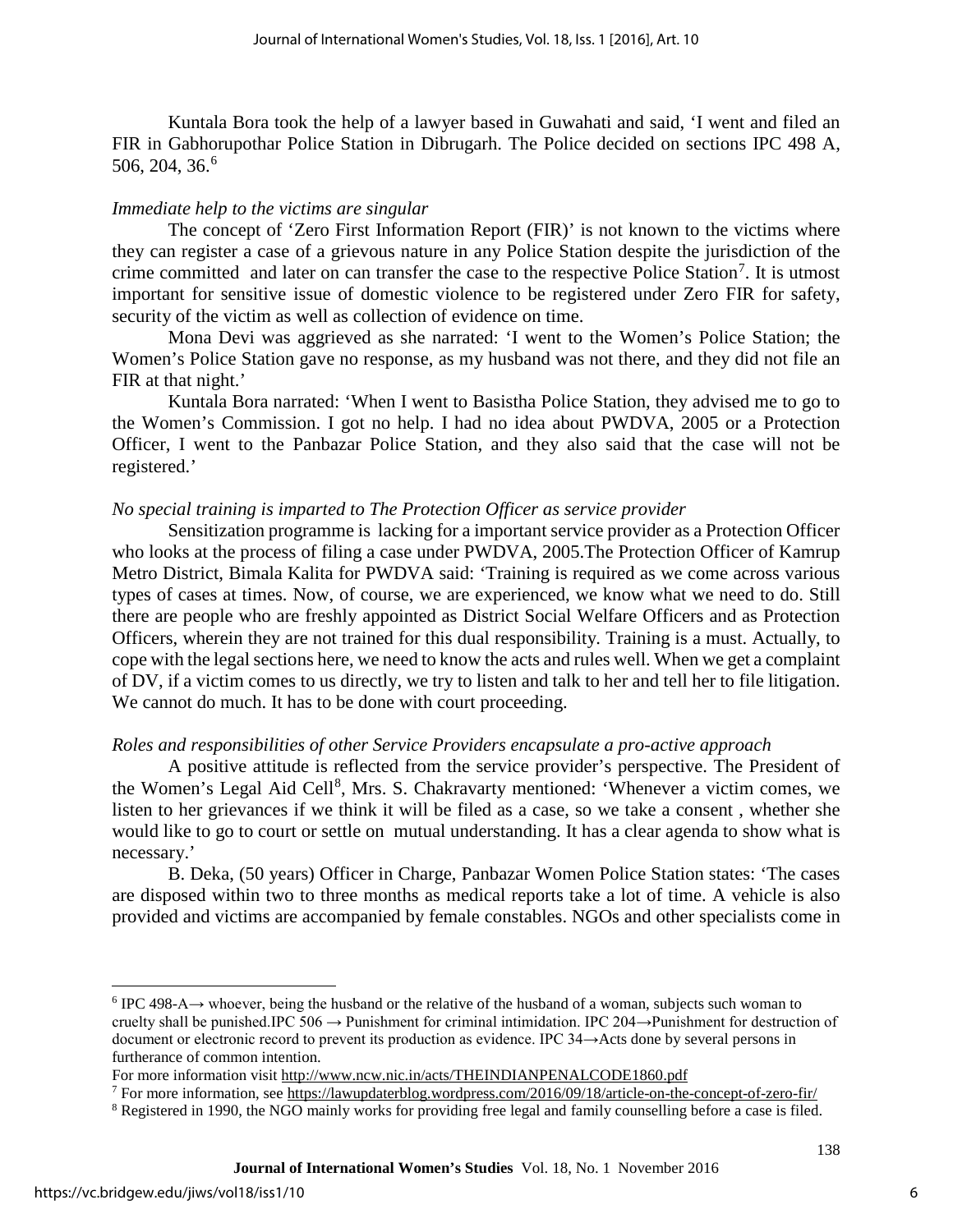Kuntala Bora took the help of a lawyer based in Guwahati and said, 'I went and filed an FIR in Gabhorupothar Police Station in Dibrugarh. The Police decided on sections IPC 498 A, 506, 204, 36.[6]

*Immediate help to the victims are singular*

The concept of 'Zero First Information Report (FIR)' is not known to the victims where they can register a case of a grievous nature in any Police Station despite the jurisdiction of the crime committed and later on can transfer the case to the respective Police Station[7]. It is utmost important for sensitive issue of domestic violence to be registered under Zero FIR for safety, security of the victim as well as collection of evidence on time.

Mona Devi was aggrieved as she narrated: 'I went to the Women's Police Station; the Women's Police Station gave no response, as my husband was not there, and they did not file an FIR at that night.'

Kuntala Bora narrated: 'When I went to Basistha Police Station, they advised me to go to the Women's Commission. I got no help. I had no idea about PWDVA, 2005 or a Protection Officer, I went to the Panbazar Police Station, and they also said that the case will not be registered.'

*No special training is imparted to The Protection Officer as service provider*

Sensitization programme is lacking for a important service provider as a Protection Officer who looks at the process of filing a case under PWDVA, 2005.The Protection Officer of Kamrup Metro District, Bimala Kalita for PWDVA said: 'Training is required as we come across various types of cases at times. Now, of course, we are experienced, we know what we need to do. Still there are people who are freshly appointed as District Social Welfare Officers and as Protection Officers, wherein they are not trained for this dual responsibility. Training is a must. Actually, to cope with the legal sections here, we need to know the acts and rules well. When we get a complaint of DV, if a victim comes to us directly, we try to listen and talk to her and tell her to file litigation. We cannot do much. It has to be done with court proceeding.

*Roles and responsibilities of other Service Providers encapsulate a pro-active approach*

A positive attitude is reflected from the service provider's perspective. The President of the Women's Legal Aid Cell[8], Mrs. S. Chakravarty mentioned: 'Whenever a victim comes, we listen to her grievances if we think it will be filed as a case, so we take a consent , whether she would like to go to court or settle on mutual understanding. It has a clear agenda to show what is necessary.'

B. Deka, (50 years) Officer in Charge, Panbazar Women Police Station states: 'The cases are disposed within two to three months as medical reports take a lot of time. A vehicle is also provided and victims are accompanied by female constables. NGOs and other specialists come in

---

[6] IPC 498-A→ whoever, being the husband or the relative of the husband of a woman, subjects such woman to cruelty shall be punished.IPC 506 → Punishment for criminal intimidation. IPC 204→Punishment for destruction of document or electronic record to prevent its production as evidence. IPC 34→Acts done by several persons in furtherance of common intention.
For more information visit http://www.ncw.nic.in/acts/THEINDIANPENALCODE1860.pdf

[7] For more information, see https://lawupdaterblog.wordpress.com/2016/09/18/article-on-the-concept-of-zero-fir/

[8] Registered in 1990, the NGO mainly works for providing free legal and family counselling before a case is filed.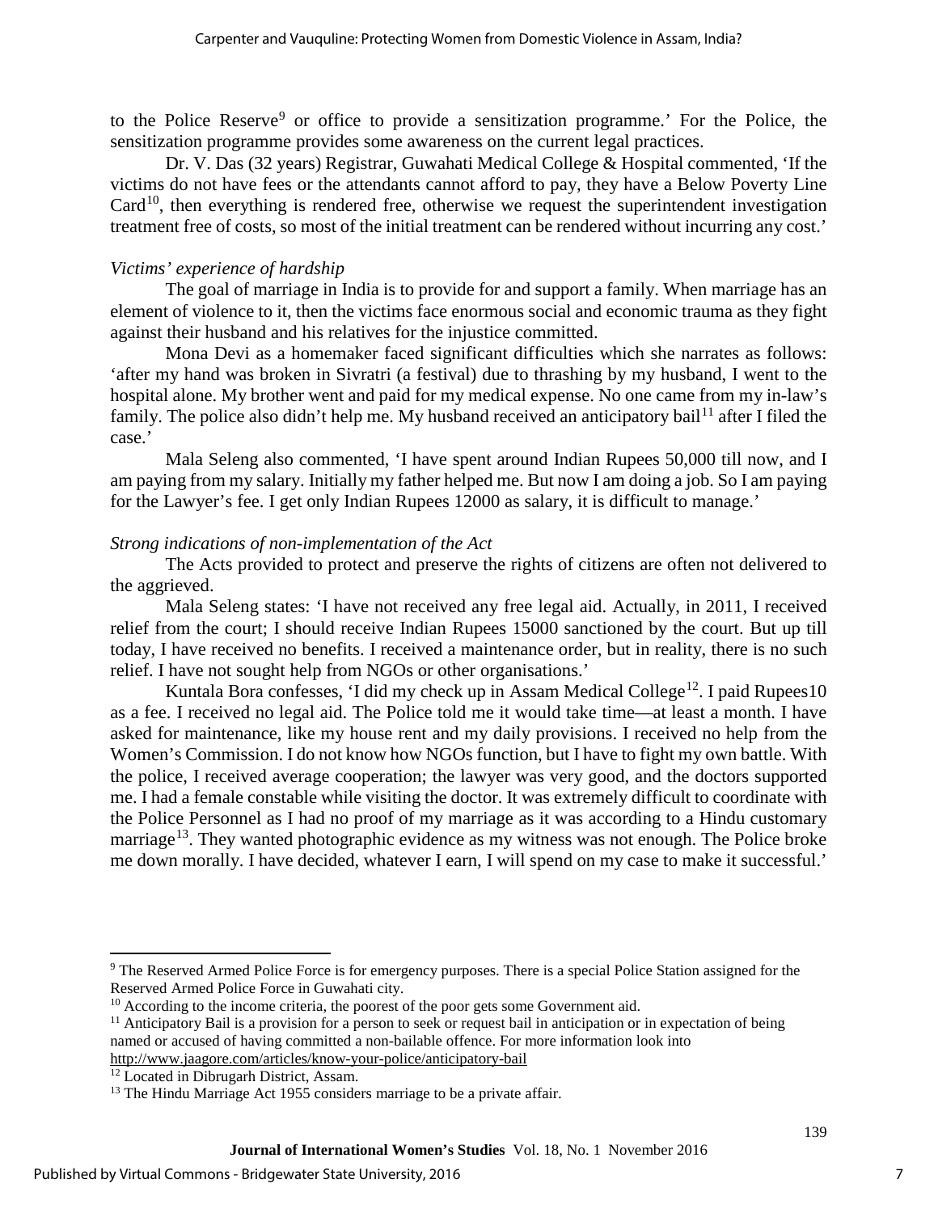to the Police Reserve[9] or office to provide a sensitization programme.' For the Police, the sensitization programme provides some awareness on the current legal practices.

Dr. V. Das (32 years) Registrar, Guwahati Medical College & Hospital commented, 'If the victims do not have fees or the attendants cannot afford to pay, they have a Below Poverty Line Card[10], then everything is rendered free, otherwise we request the superintendent investigation treatment free of costs, so most of the initial treatment can be rendered without incurring any cost.'

*Victims' experience of hardship*

The goal of marriage in India is to provide for and support a family. When marriage has an element of violence to it, then the victims face enormous social and economic trauma as they fight against their husband and his relatives for the injustice committed.

Mona Devi as a homemaker faced significant difficulties which she narrates as follows: 'after my hand was broken in Sivratri (a festival) due to thrashing by my husband, I went to the hospital alone. My brother went and paid for my medical expense. No one came from my in-law's family. The police also didn't help me. My husband received an anticipatory bail[11] after I filed the case.'

Mala Seleng also commented, 'I have spent around Indian Rupees 50,000 till now, and I am paying from my salary. Initially my father helped me. But now I am doing a job. So I am paying for the Lawyer's fee. I get only Indian Rupees 12000 as salary, it is difficult to manage.'

*Strong indications of non-implementation of the Act*

The Acts provided to protect and preserve the rights of citizens are often not delivered to the aggrieved.

Mala Seleng states: 'I have not received any free legal aid. Actually, in 2011, I received relief from the court; I should receive Indian Rupees 15000 sanctioned by the court. But up till today, I have received no benefits. I received a maintenance order, but in reality, there is no such relief. I have not sought help from NGOs or other organisations.'

Kuntala Bora confesses, 'I did my check up in Assam Medical College[12]. I paid Rupees10 as a fee. I received no legal aid. The Police told me it would take time—at least a month. I have asked for maintenance, like my house rent and my daily provisions. I received no help from the Women's Commission. I do not know how NGOs function, but I have to fight my own battle. With the police, I received average cooperation; the lawyer was very good, and the doctors supported me. I had a female constable while visiting the doctor. It was extremely difficult to coordinate with the Police Personnel as I had no proof of my marriage as it was according to a Hindu customary marriage[13]. They wanted photographic evidence as my witness was not enough. The Police broke me down morally. I have decided, whatever I earn, I will spend on my case to make it successful.'

---

[9] The Reserved Armed Police Force is for emergency purposes. There is a special Police Station assigned for the Reserved Armed Police Force in Guwahati city.

[10] According to the income criteria, the poorest of the poor gets some Government aid.

[11] Anticipatory Bail is a provision for a person to seek or request bail in anticipation or in expectation of being named or accused of having committed a non-bailable offence. For more information look into http://www.jaagore.com/articles/know-your-police/anticipatory-bail

[12] Located in Dibrugarh District, Assam.

[13] The Hindu Marriage Act 1955 considers marriage to be a private affair.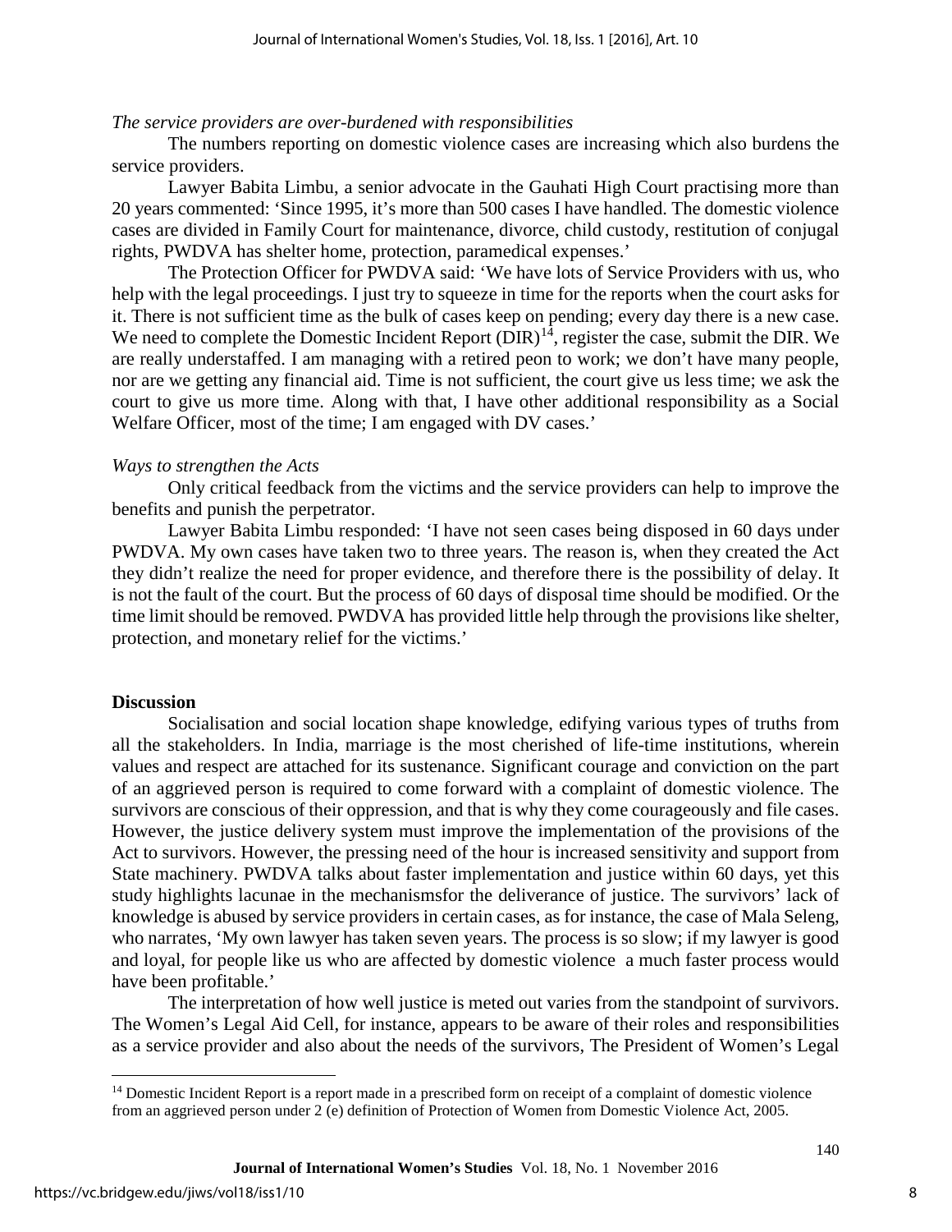*The service providers are over-burdened with responsibilities*

The numbers reporting on domestic violence cases are increasing which also burdens the service providers.

Lawyer Babita Limbu, a senior advocate in the Gauhati High Court practising more than 20 years commented: 'Since 1995, it's more than 500 cases I have handled. The domestic violence cases are divided in Family Court for maintenance, divorce, child custody, restitution of conjugal rights, PWDVA has shelter home, protection, paramedical expenses.'

The Protection Officer for PWDVA said: 'We have lots of Service Providers with us, who help with the legal proceedings. I just try to squeeze in time for the reports when the court asks for it. There is not sufficient time as the bulk of cases keep on pending; every day there is a new case. We need to complete the Domestic Incident Report (DIR)[14], register the case, submit the DIR. We are really understaffed. I am managing with a retired peon to work; we don't have many people, nor are we getting any financial aid. Time is not sufficient, the court give us less time; we ask the court to give us more time. Along with that, I have other additional responsibility as a Social Welfare Officer, most of the time; I am engaged with DV cases.'

*Ways to strengthen the Acts*

Only critical feedback from the victims and the service providers can help to improve the benefits and punish the perpetrator.

Lawyer Babita Limbu responded: 'I have not seen cases being disposed in 60 days under PWDVA. My own cases have taken two to three years. The reason is, when they created the Act they didn't realize the need for proper evidence, and therefore there is the possibility of delay. It is not the fault of the court. But the process of 60 days of disposal time should be modified. Or the time limit should be removed. PWDVA has provided little help through the provisions like shelter, protection, and monetary relief for the victims.'

## Discussion

Socialisation and social location shape knowledge, edifying various types of truths from all the stakeholders. In India, marriage is the most cherished of life-time institutions, wherein values and respect are attached for its sustenance. Significant courage and conviction on the part of an aggrieved person is required to come forward with a complaint of domestic violence. The survivors are conscious of their oppression, and that is why they come courageously and file cases. However, the justice delivery system must improve the implementation of the provisions of the Act to survivors. However, the pressing need of the hour is increased sensitivity and support from State machinery. PWDVA talks about faster implementation and justice within 60 days, yet this study highlights lacunae in the mechanismsfor the deliverance of justice. The survivors' lack of knowledge is abused by service providers in certain cases, as for instance, the case of Mala Seleng, who narrates, 'My own lawyer has taken seven years. The process is so slow; if my lawyer is good and loyal, for people like us who are affected by domestic violence a much faster process would have been profitable.'

The interpretation of how well justice is meted out varies from the standpoint of survivors. The Women's Legal Aid Cell, for instance, appears to be aware of their roles and responsibilities as a service provider and also about the needs of the survivors, The President of Women's Legal

---

[14] Domestic Incident Report is a report made in a prescribed form on receipt of a complaint of domestic violence from an aggrieved person under 2 (e) definition of Protection of Women from Domestic Violence Act, 2005.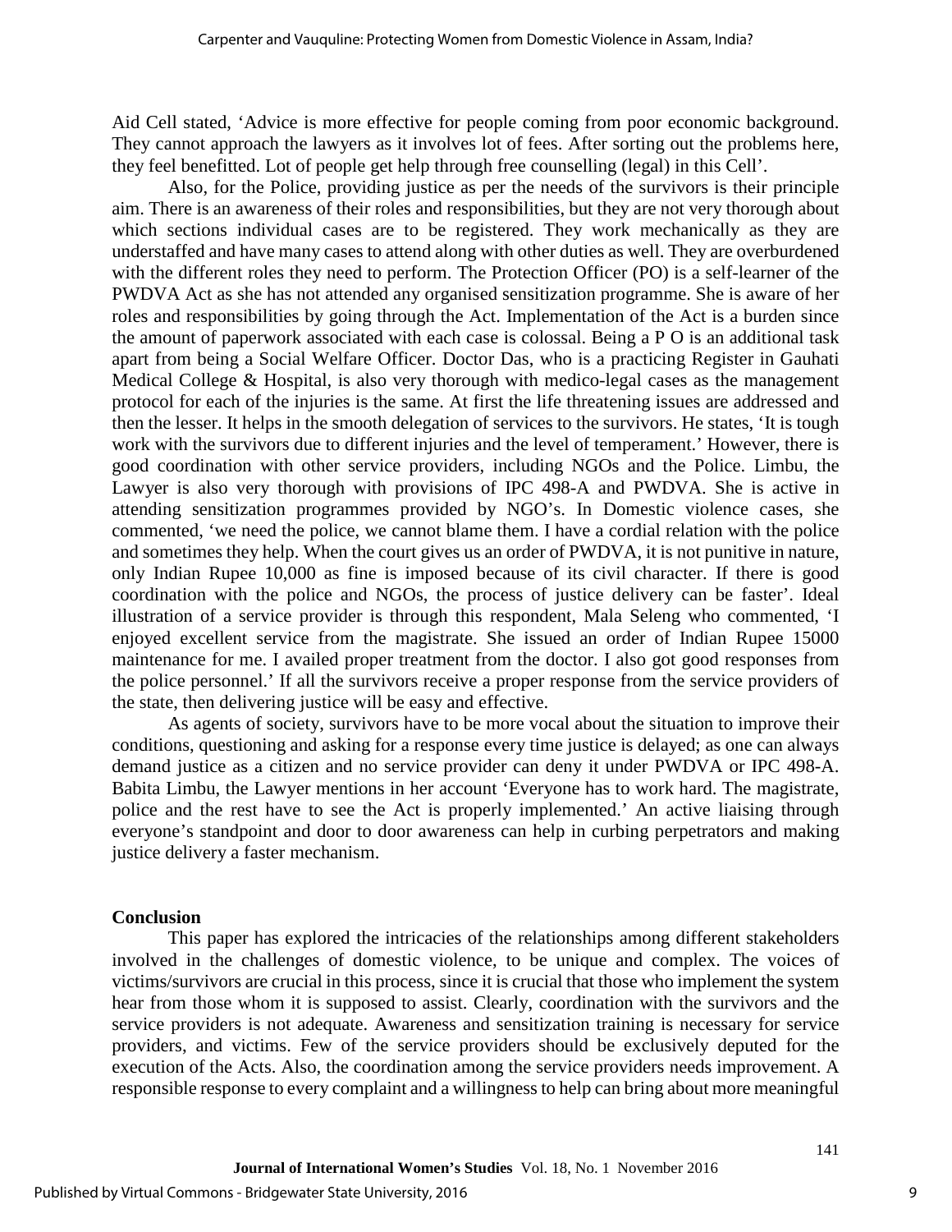Aid Cell stated, 'Advice is more effective for people coming from poor economic background. They cannot approach the lawyers as it involves lot of fees. After sorting out the problems here, they feel benefitted. Lot of people get help through free counselling (legal) in this Cell'.

Also, for the Police, providing justice as per the needs of the survivors is their principle aim. There is an awareness of their roles and responsibilities, but they are not very thorough about which sections individual cases are to be registered. They work mechanically as they are understaffed and have many cases to attend along with other duties as well. They are overburdened with the different roles they need to perform. The Protection Officer (PO) is a self-learner of the PWDVA Act as she has not attended any organised sensitization programme. She is aware of her roles and responsibilities by going through the Act. Implementation of the Act is a burden since the amount of paperwork associated with each case is colossal. Being a P O is an additional task apart from being a Social Welfare Officer. Doctor Das, who is a practicing Register in Gauhati Medical College & Hospital, is also very thorough with medico-legal cases as the management protocol for each of the injuries is the same. At first the life threatening issues are addressed and then the lesser. It helps in the smooth delegation of services to the survivors. He states, 'It is tough work with the survivors due to different injuries and the level of temperament.' However, there is good coordination with other service providers, including NGOs and the Police. Limbu, the Lawyer is also very thorough with provisions of IPC 498-A and PWDVA. She is active in attending sensitization programmes provided by NGO's. In Domestic violence cases, she commented, 'we need the police, we cannot blame them. I have a cordial relation with the police and sometimes they help. When the court gives us an order of PWDVA, it is not punitive in nature, only Indian Rupee 10,000 as fine is imposed because of its civil character. If there is good coordination with the police and NGOs, the process of justice delivery can be faster'. Ideal illustration of a service provider is through this respondent, Mala Seleng who commented, 'I enjoyed excellent service from the magistrate. She issued an order of Indian Rupee 15000 maintenance for me. I availed proper treatment from the doctor. I also got good responses from the police personnel.' If all the survivors receive a proper response from the service providers of the state, then delivering justice will be easy and effective.

As agents of society, survivors have to be more vocal about the situation to improve their conditions, questioning and asking for a response every time justice is delayed; as one can always demand justice as a citizen and no service provider can deny it under PWDVA or IPC 498-A. Babita Limbu, the Lawyer mentions in her account 'Everyone has to work hard. The magistrate, police and the rest have to see the Act is properly implemented.' An active liaising through everyone's standpoint and door to door awareness can help in curbing perpetrators and making justice delivery a faster mechanism.

## Conclusion

This paper has explored the intricacies of the relationships among different stakeholders involved in the challenges of domestic violence, to be unique and complex. The voices of victims/survivors are crucial in this process, since it is crucial that those who implement the system hear from those whom it is supposed to assist. Clearly, coordination with the survivors and the service providers is not adequate. Awareness and sensitization training is necessary for service providers, and victims. Few of the service providers should be exclusively deputed for the execution of the Acts. Also, the coordination among the service providers needs improvement. A responsible response to every complaint and a willingness to help can bring about more meaningful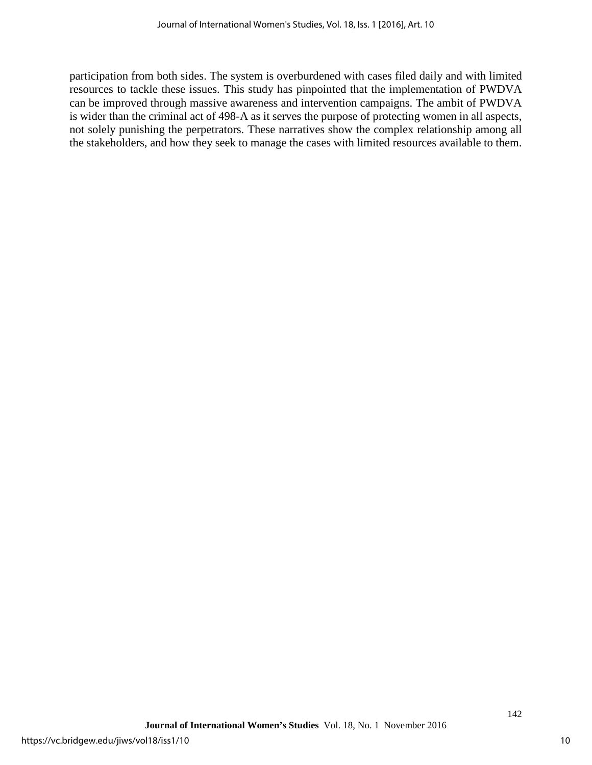participation from both sides. The system is overburdened with cases filed daily and with limited resources to tackle these issues. This study has pinpointed that the implementation of PWDVA can be improved through massive awareness and intervention campaigns. The ambit of PWDVA is wider than the criminal act of 498-A as it serves the purpose of protecting women in all aspects, not solely punishing the perpetrators. These narratives show the complex relationship among all the stakeholders, and how they seek to manage the cases with limited resources available to them.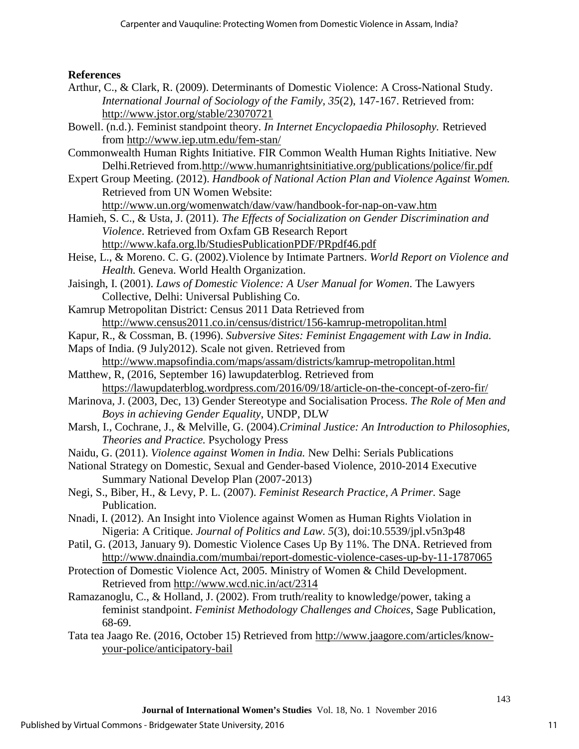**References**

Arthur, C., & Clark, R. (2009). Determinants of Domestic Violence: A Cross-National Study. *International Journal of Sociology of the Family, 35*(2), 147-167. Retrieved from: http://www.jstor.org/stable/23070721

Bowell. (n.d.). Feminist standpoint theory. *In Internet Encyclopaedia Philosophy.* Retrieved from http://www.iep.utm.edu/fem-stan/

Commonwealth Human Rights Initiative. FIR Common Wealth Human Rights Initiative. New Delhi.Retrieved from.http://www.humanrightsinitiative.org/publications/police/fir.pdf

Expert Group Meeting. (2012). *Handbook of National Action Plan and Violence Against Women.* Retrieved from UN Women Website: http://www.un.org/womenwatch/daw/vaw/handbook-for-nap-on-vaw.htm

Hamieh, S. C., & Usta, J. (2011). *The Effects of Socialization on Gender Discrimination and Violence*. Retrieved from Oxfam GB Research Report http://www.kafa.org.lb/StudiesPublicationPDF/PRpdf46.pdf

Heise, L., & Moreno. C. G. (2002).Violence by Intimate Partners. *World Report on Violence and Health.* Geneva. World Health Organization.

Jaisingh, I. (2001). *Laws of Domestic Violence: A User Manual for Women*. The Lawyers Collective, Delhi: Universal Publishing Co.

Kamrup Metropolitan District: Census 2011 Data Retrieved from http://www.census2011.co.in/census/district/156-kamrup-metropolitan.html

Kapur, R., & Cossman, B. (1996). *Subversive Sites: Feminist Engagement with Law in India.*

Maps of India. (9 July2012). Scale not given. Retrieved from http://www.mapsofindia.com/maps/assam/districts/kamrup-metropolitan.html

Matthew, R, (2016, September 16) lawupdaterblog. Retrieved from https://lawupdaterblog.wordpress.com/2016/09/18/article-on-the-concept-of-zero-fir/

Marinova, J. (2003, Dec, 13) Gender Stereotype and Socialisation Process. *The Role of Men and Boys in achieving Gender Equality*, UNDP, DLW

Marsh, I., Cochrane, J., & Melville, G. (2004).*Criminal Justice: An Introduction to Philosophies, Theories and Practice.* Psychology Press

Naidu, G. (2011). *Violence against Women in India.* New Delhi: Serials Publications

National Strategy on Domestic, Sexual and Gender-based Violence, 2010-2014 Executive Summary National Develop Plan (2007-2013)

Negi, S., Biber, H., & Levy, P. L. (2007). *Feminist Research Practice, A Primer.* Sage Publication.

Nnadi, I. (2012). An Insight into Violence against Women as Human Rights Violation in Nigeria: A Critique. *Journal of Politics and Law. 5*(3), doi:10.5539/jpl.v5n3p48

Patil, G. (2013, January 9). Domestic Violence Cases Up By 11%. The DNA. Retrieved from http://www.dnaindia.com/mumbai/report-domestic-violence-cases-up-by-11-1787065

Protection of Domestic Violence Act, 2005. Ministry of Women & Child Development. Retrieved from http://www.wcd.nic.in/act/2314

Ramazanoglu, C., & Holland, J. (2002). From truth/reality to knowledge/power, taking a feminist standpoint. *Feminist Methodology Challenges and Choices*, Sage Publication, 68-69.

Tata tea Jaago Re. (2016, October 15) Retrieved from http://www.jaagore.com/articles/know-your-police/anticipatory-bail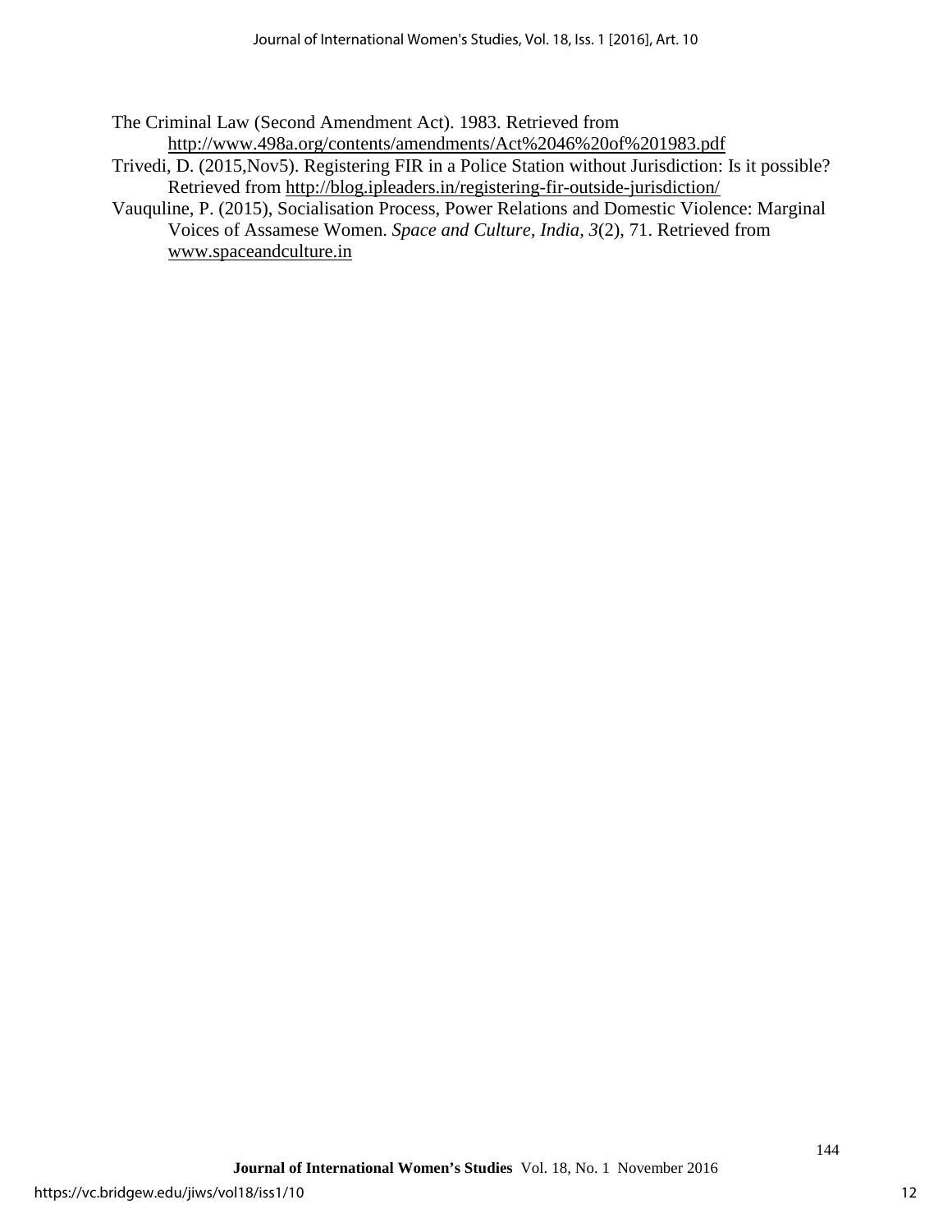The Criminal Law (Second Amendment Act). 1983. Retrieved from http://www.498a.org/contents/amendments/Act%2046%20of%201983.pdf

Trivedi, D. (2015,Nov5). Registering FIR in a Police Station without Jurisdiction: Is it possible? Retrieved from http://blog.ipleaders.in/registering-fir-outside-jurisdiction/

Vauquline, P. (2015), Socialisation Process, Power Relations and Domestic Violence: Marginal Voices of Assamese Women. *Space and Culture, India*, *3*(2), 71. Retrieved from www.spaceandculture.in